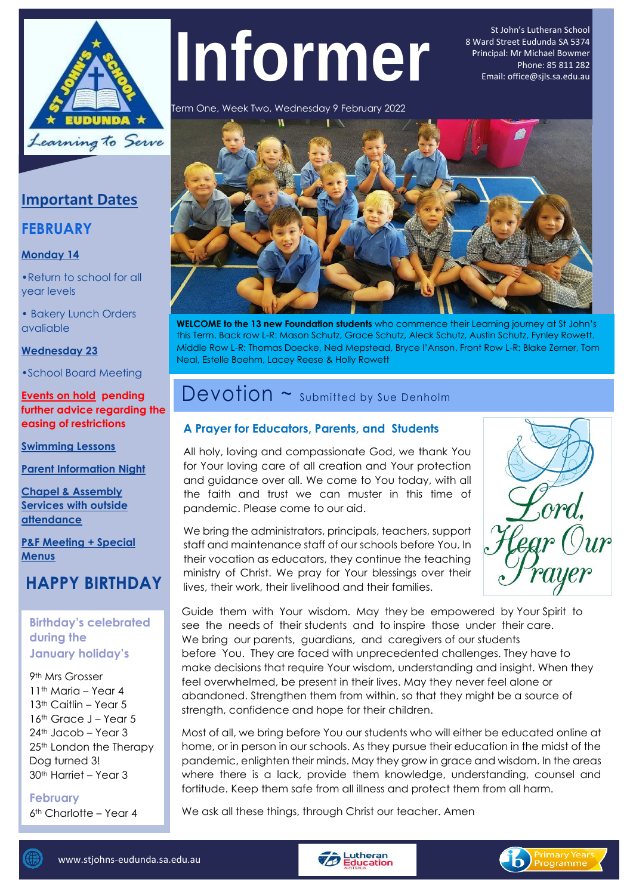# Informer

St John's Lutheran School
8 Ward Street Eudunda SA 5374
Principal: Mr Michael Bowmer
Phone: 85 811 282
Email: office@sjls.sa.edu.au

Term One, Week Two, Wednesday 9 February 2022

**WELCOME to the 13 new Foundation students** who commence their Learning journey at St John's this Term. Back row L-R: Mason Schutz, Grace Schutz, Aleck Schutz, Austin Schutz, Fynley Rowett. Middle Row L-R: Thomas Doecke, Ned Mepstead, Bryce I'Anson. Front Row L-R: Blake Zerner, Tom Neal, Estelle Boehm, Lacey Reese & Holly Rowett

## Important Dates

### FEBRUARY

**Monday 14**

- Return to school for all year levels
- Bakery Lunch Orders avaliable

**Wednesday 23**

- School Board Meeting

**Events on hold pending further advice regarding the easing of restrictions**

- Swimming Lessons
- Parent Information Night
- Chapel & Assembly Services with outside attendance
- P&F Meeting + Special Menus

## HAPPY BIRTHDAY

**Birthday's celebrated during the January holiday's**

9th Mrs Grosser
11th Maria – Year 4
13th Caitlin – Year 5
16th Grace J – Year 5
24th Jacob – Year 3
25th London the Therapy Dog turned 3!
30th Harriet – Year 3

**February**

6th Charlotte – Year 4

## Devotion ~ Submitted by Sue Denholm

### A Prayer for Educators, Parents, and Students

All holy, loving and compassionate God, we thank You for Your loving care of all creation and Your protection and guidance over all. We come to You today, with all the faith and trust we can muster in this time of pandemic. Please come to our aid.

We bring the administrators, principals, teachers, support staff and maintenance staff of our schools before You. In their vocation as educators, they continue the teaching ministry of Christ. We pray for Your blessings over their lives, their work, their livelihood and their families.

Guide them with Your wisdom. May they be empowered by Your Spirit to see the needs of their students and to inspire those under their care. We bring our parents, guardians, and caregivers of our students before You. They are faced with unprecedented challenges. They have to make decisions that require Your wisdom, understanding and insight. When they feel overwhelmed, be present in their lives. May they never feel alone or abandoned. Strengthen them from within, so that they might be a source of strength, confidence and hope for their children.

Most of all, we bring before You our students who will either be educated online at home, or in person in our schools. As they pursue their education in the midst of the pandemic, enlighten their minds. May they grow in grace and wisdom. In the areas where there is a lack, provide them knowledge, understanding, counsel and fortitude. Keep them safe from all illness and protect them from all harm.

We ask all these things, through Christ our teacher. Amen

www.stjohns-eudunda.sa.edu.au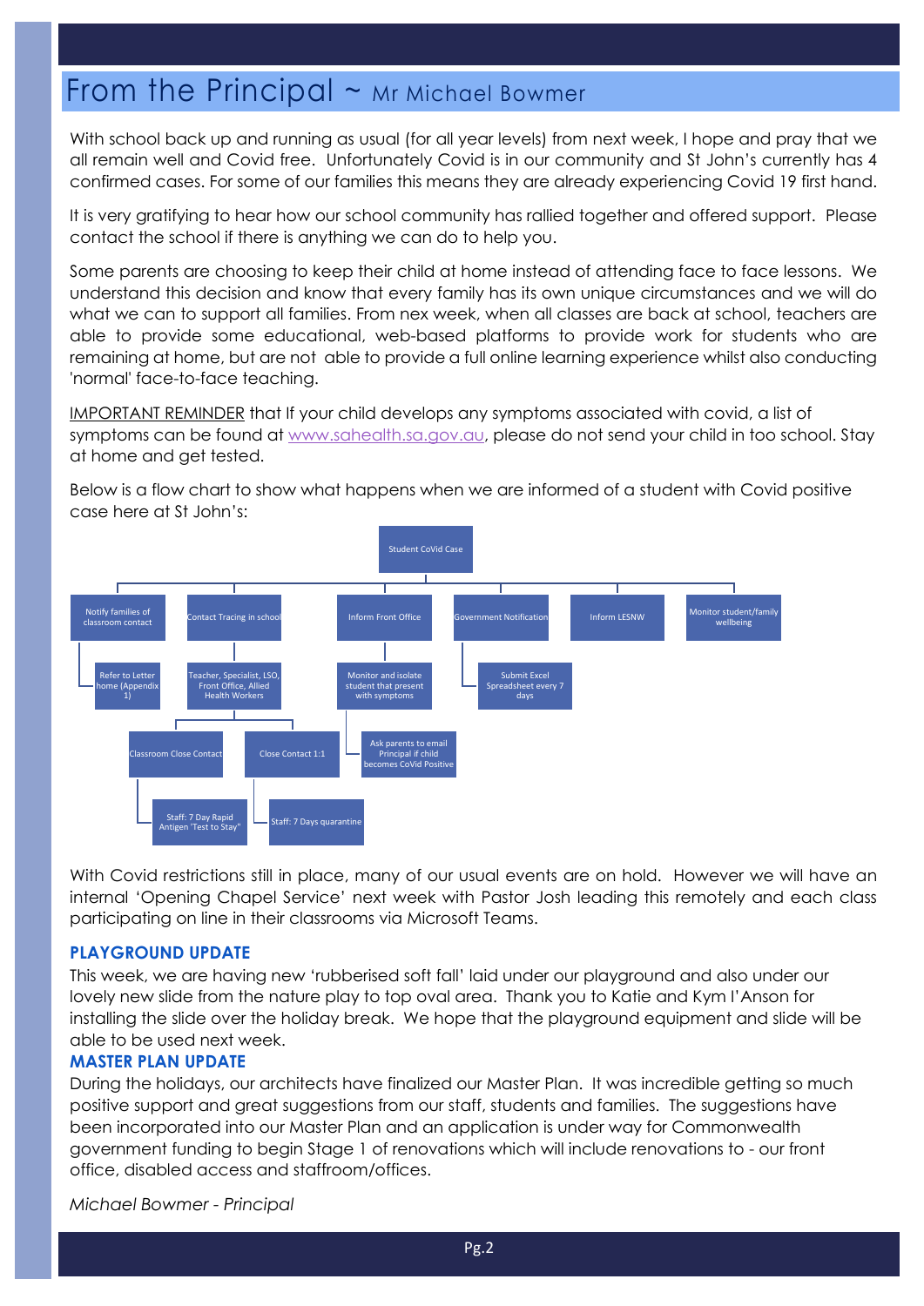# From the Principal ~ Mr Michael Bowmer

With school back up and running as usual (for all year levels) from next week, I hope and pray that we all remain well and Covid free. Unfortunately Covid is in our community and St John's currently has 4 confirmed cases. For some of our families this means they are already experiencing Covid 19 first hand.

It is very gratifying to hear how our school community has rallied together and offered support. Please contact the school if there is anything we can do to help you.

Some parents are choosing to keep their child at home instead of attending face to face lessons. We understand this decision and know that every family has its own unique circumstances and we will do what we can to support all families. From nex week, when all classes are back at school, teachers are able to provide some educational, web-based platforms to provide work for students who are remaining at home, but are not able to provide a full online learning experience whilst also conducting 'normal' face-to-face teaching.

IMPORTANT REMINDER that If your child develops any symptoms associated with covid, a list of symptoms can be found at www.sahealth.sa.gov.au, please do not send your child in too school. Stay at home and get tested.

Below is a flow chart to show what happens when we are informed of a student with Covid positive case here at St John's:

- Student CoVid Case
  - Notify families of classroom contact
    - Refer to Letter home (Appendix 1)
  - Contact Tracing in school
    - Teacher, Specialist, LSO, Front Office, Allied Health Workers
      - Classroom Close Contact
        - Staff: 7 Day Rapid Antigen 'Test to Stay"
      - Close Contact 1:1
        - Staff: 7 Days quarantine
  - Inform Front Office
    - Monitor and isolate student that present with symptoms
    - Ask parents to email Principal if child becomes CoVid Positive
  - Government Notification
    - Submit Excel Spreadsheet every 7 days
  - Inform LESNW
  - Monitor student/family wellbeing

With Covid restrictions still in place, many of our usual events are on hold. However we will have an internal 'Opening Chapel Service' next week with Pastor Josh leading this remotely and each class participating on line in their classrooms via Microsoft Teams.

### PLAYGROUND UPDATE

This week, we are having new 'rubberised soft fall' laid under our playground and also under our lovely new slide from the nature play to top oval area. Thank you to Katie and Kym I'Anson for installing the slide over the holiday break. We hope that the playground equipment and slide will be able to be used next week.

### MASTER PLAN UPDATE

During the holidays, our architects have finalized our Master Plan. It was incredible getting so much positive support and great suggestions from our staff, students and families. The suggestions have been incorporated into our Master Plan and an application is under way for Commonwealth government funding to begin Stage 1 of renovations which will include renovations to - our front office, disabled access and staffroom/offices.

*Michael Bowmer - Principal*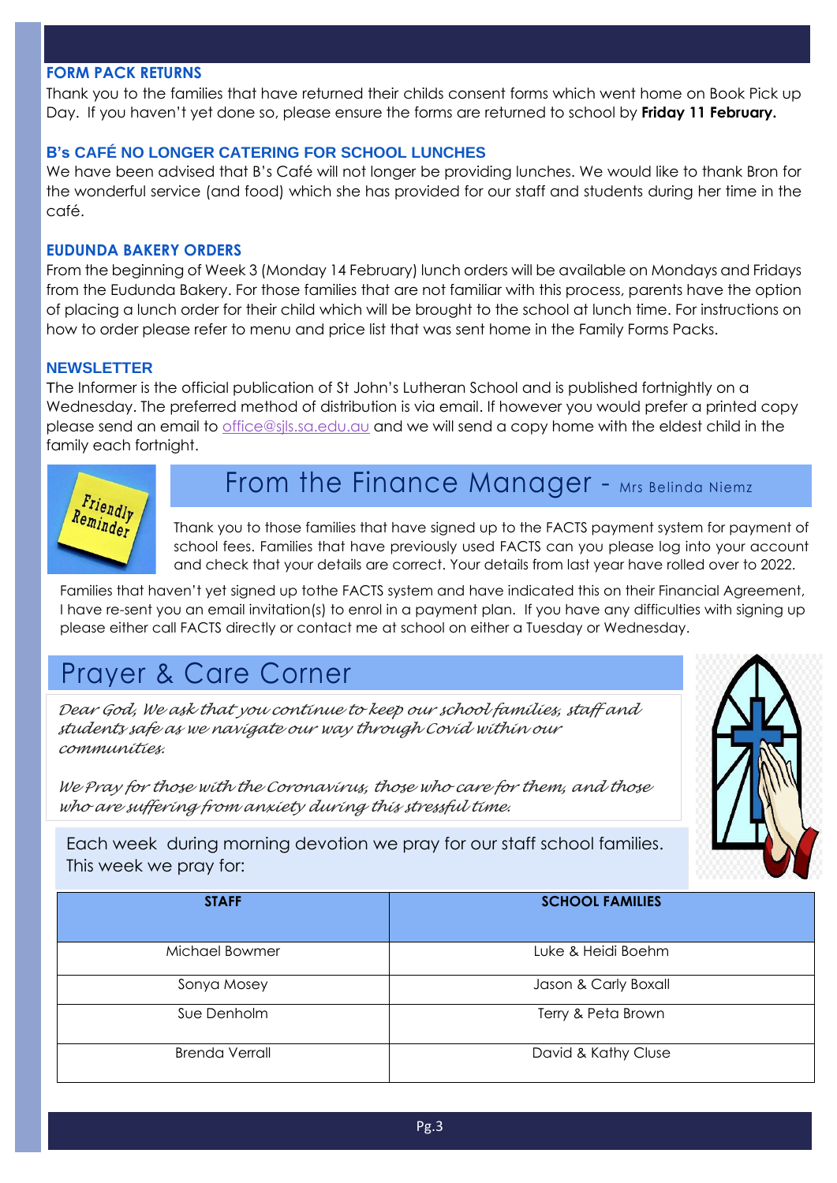### FORM PACK RETURNS

Thank you to the families that have returned their childs consent forms which went home on Book Pick up Day. If you haven't yet done so, please ensure the forms are returned to school by **Friday 11 February.**

### B's CAFÉ NO LONGER CATERING FOR SCHOOL LUNCHES

We have been advised that B's Café will not longer be providing lunches. We would like to thank Bron for the wonderful service (and food) which she has provided for our staff and students during her time in the café.

### EUDUNDA BAKERY ORDERS

From the beginning of Week 3 (Monday 14 February) lunch orders will be available on Mondays and Fridays from the Eudunda Bakery. For those families that are not familiar with this process, parents have the option of placing a lunch order for their child which will be brought to the school at lunch time. For instructions on how to order please refer to menu and price list that was sent home in the Family Forms Packs.

### NEWSLETTER

The Informer is the official publication of St John's Lutheran School and is published fortnightly on a Wednesday. The preferred method of distribution is via email. If however you would prefer a printed copy please send an email to office@sjls.sa.edu.au and we will send a copy home with the eldest child in the family each fortnight.

## From the Finance Manager - Mrs Belinda Niemz

Friendly Reminder

Thank you to those families that have signed up to the FACTS payment system for payment of school fees. Families that have previously used FACTS can you please log into your account and check that your details are correct. Your details from last year have rolled over to 2022.

Families that haven't yet signed up tothe FACTS system and have indicated this on their Financial Agreement, I have re-sent you an email invitation(s) to enrol in a payment plan. If you have any difficulties with signing up please either call FACTS directly or contact me at school on either a Tuesday or Wednesday.

## Prayer & Care Corner

*Dear God, We ask that you continue to keep our school families, staff and students safe as we navigate our way through Covid within our communities.*

*We Pray for those with the Coronavirus, those who care for them, and those who are suffering from anxiety during this stressful time.*

Each week during morning devotion we pray for our staff school families. This week we pray for:

| STAFF | SCHOOL FAMILIES |
|---|---|
| Michael Bowmer | Luke & Heidi Boehm |
| Sonya Mosey | Jason & Carly Boxall |
| Sue Denholm | Terry & Peta Brown |
| Brenda Verrall | David & Kathy Cluse |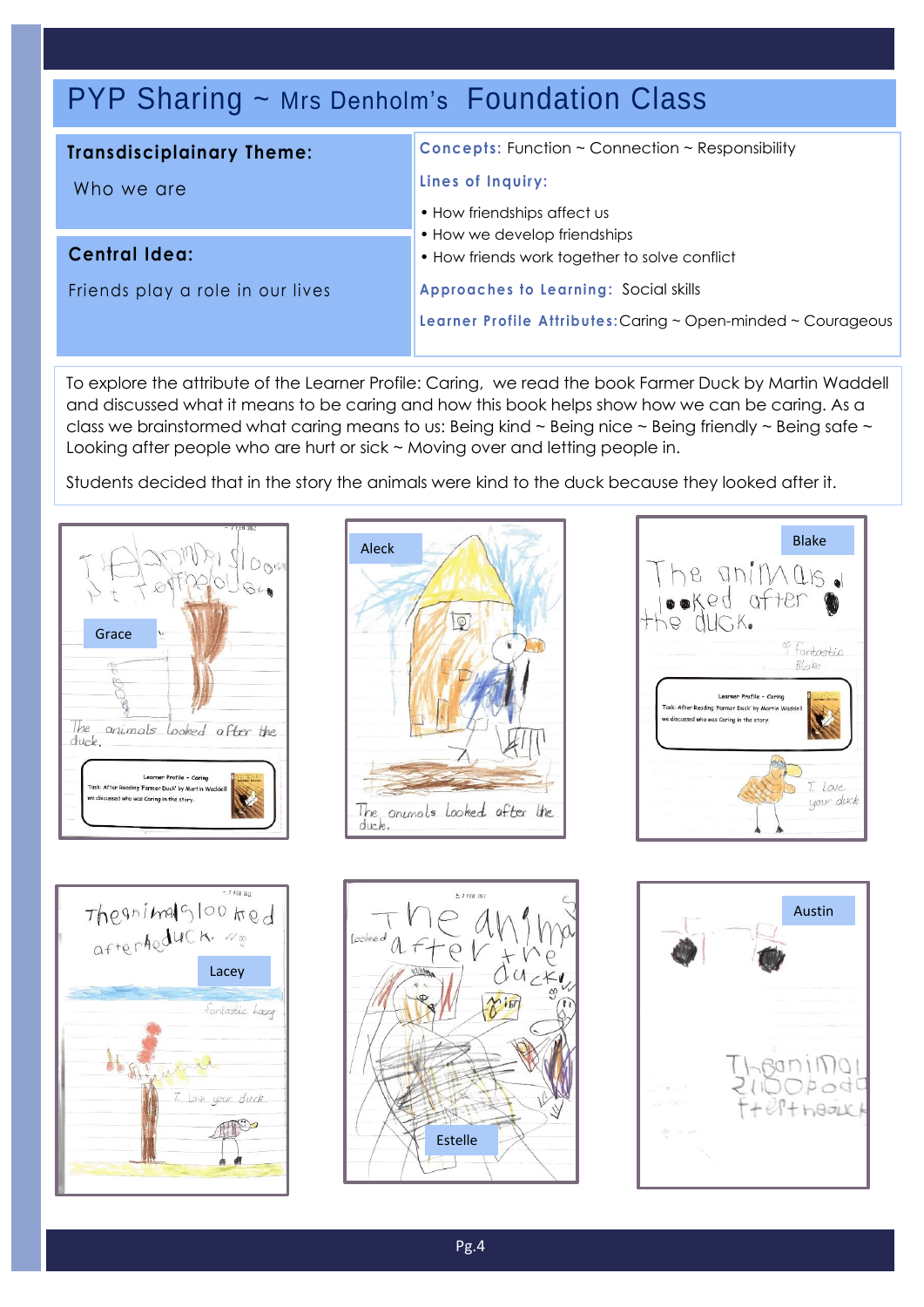# PYP Sharing ~ Mrs Denholm's Foundation Class

**Transdisciplainary Theme:**

Who we are

**Central Idea:**

Friends play a role in our lives

**Concepts:** Function ~ Connection ~ Responsibility

**Lines of Inquiry:**

- How friendships affect us
- How we develop friendships
- How friends work together to solve conflict

**Approaches to Learning:** Social skills

**Learner Profile Attributes:** Caring ~ Open-minded ~ Courageous

To explore the attribute of the Learner Profile: Caring, we read the book Farmer Duck by Martin Waddell and discussed what it means to be caring and how this book helps show how we can be caring. As a class we brainstormed what caring means to us: Being kind ~ Being nice ~ Being friendly ~ Being safe ~ Looking after people who are hurt or sick ~ Moving over and letting people in.

Students decided that in the story the animals were kind to the duck because they looked after it.

Grace

The animals looked after the duck.

Aleck

The animals looked after the duck.

Blake

The animals looked after the duck.

Lacey

Estelle

Austin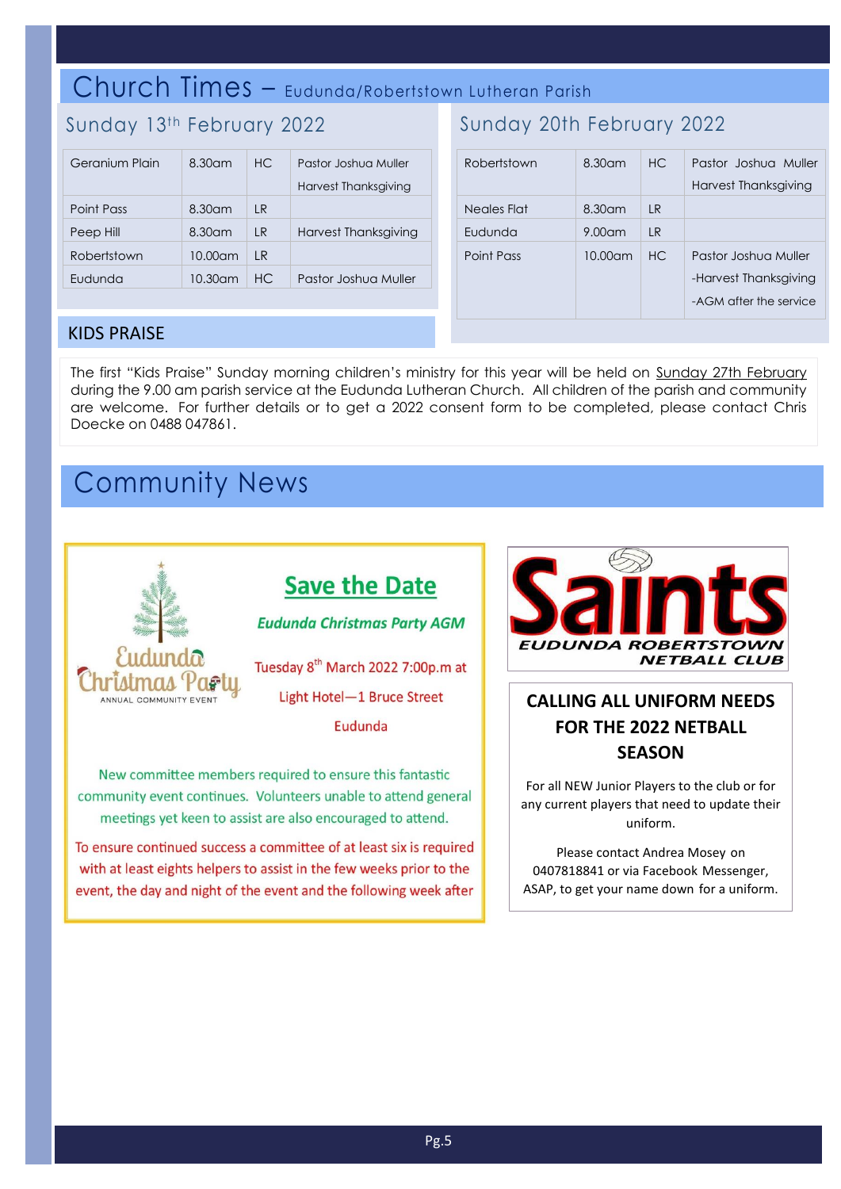# Church Times – Eudunda/Robertstown Lutheran Parish

## Sunday 13th February 2022

| | | | |
|---|---|---|---|
| Geranium Plain | 8.30am | HC | Pastor Joshua Muller Harvest Thanksgiving |
| Point Pass | 8.30am | LR | |
| Peep Hill | 8.30am | LR | Harvest Thanksgiving |
| Robertstown | 10.00am | LR | |
| Eudunda | 10.30am | HC | Pastor Joshua Muller |

## Sunday 20th February 2022

| | | | |
|---|---|---|---|
| Robertstown | 8.30am | HC | Pastor Joshua Muller Harvest Thanksgiving |
| Neales Flat | 8.30am | LR | |
| Eudunda | 9.00am | LR | |
| Point Pass | 10.00am | HC | Pastor Joshua Muller -Harvest Thanksgiving -AGM after the service |

## KIDS PRAISE

The first "Kids Praise" Sunday morning children's ministry for this year will be held on Sunday 27th February during the 9.00 am parish service at the Eudunda Lutheran Church. All children of the parish and community are welcome. For further details or to get a 2022 consent form to be completed, please contact Chris Doecke on 0488 047861.

# Community News

Eudunda Christmas Party
ANNUAL COMMUNITY EVENT

**Save the Date**

***Eudunda Christmas Party AGM***

Tuesday 8th March 2022 7:00p.m at Light Hotel—1 Bruce Street Eudunda

New committee members required to ensure this fantastic community event continues. Volunteers unable to attend general meetings yet keen to assist are also encouraged to attend.

To ensure continued success a committee of at least six is required with at least eights helpers to assist in the few weeks prior to the event, the day and night of the event and the following week after

Saints
EUDUNDA ROBERTSTOWN NETBALL CLUB

**CALLING ALL UNIFORM NEEDS FOR THE 2022 NETBALL SEASON**

For all NEW Junior Players to the club or for any current players that need to update their uniform.

Please contact Andrea Mosey on 0407818841 or via Facebook Messenger, ASAP, to get your name down for a uniform.